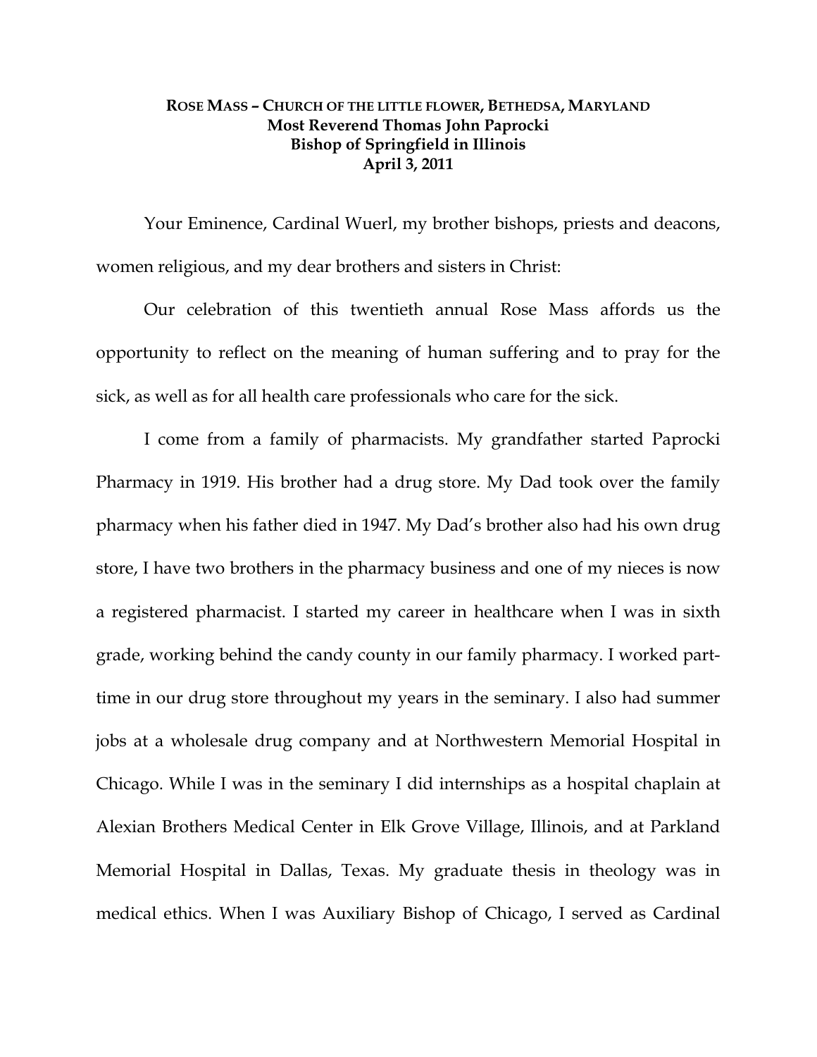**ROSE MASS – CHURCH OF THE LITTLE FLOWER, BETHEDSA, MARYLAND**
**Most Reverend Thomas John Paprocki**
**Bishop of Springfield in Illinois**
**April 3, 2011**

Your Eminence, Cardinal Wuerl, my brother bishops, priests and deacons, women religious, and my dear brothers and sisters in Christ:

Our celebration of this twentieth annual Rose Mass affords us the opportunity to reflect on the meaning of human suffering and to pray for the sick, as well as for all health care professionals who care for the sick.

I come from a family of pharmacists. My grandfather started Paprocki Pharmacy in 1919. His brother had a drug store. My Dad took over the family pharmacy when his father died in 1947. My Dad's brother also had his own drug store, I have two brothers in the pharmacy business and one of my nieces is now a registered pharmacist. I started my career in healthcare when I was in sixth grade, working behind the candy county in our family pharmacy. I worked part-time in our drug store throughout my years in the seminary. I also had summer jobs at a wholesale drug company and at Northwestern Memorial Hospital in Chicago. While I was in the seminary I did internships as a hospital chaplain at Alexian Brothers Medical Center in Elk Grove Village, Illinois, and at Parkland Memorial Hospital in Dallas, Texas. My graduate thesis in theology was in medical ethics. When I was Auxiliary Bishop of Chicago, I served as Cardinal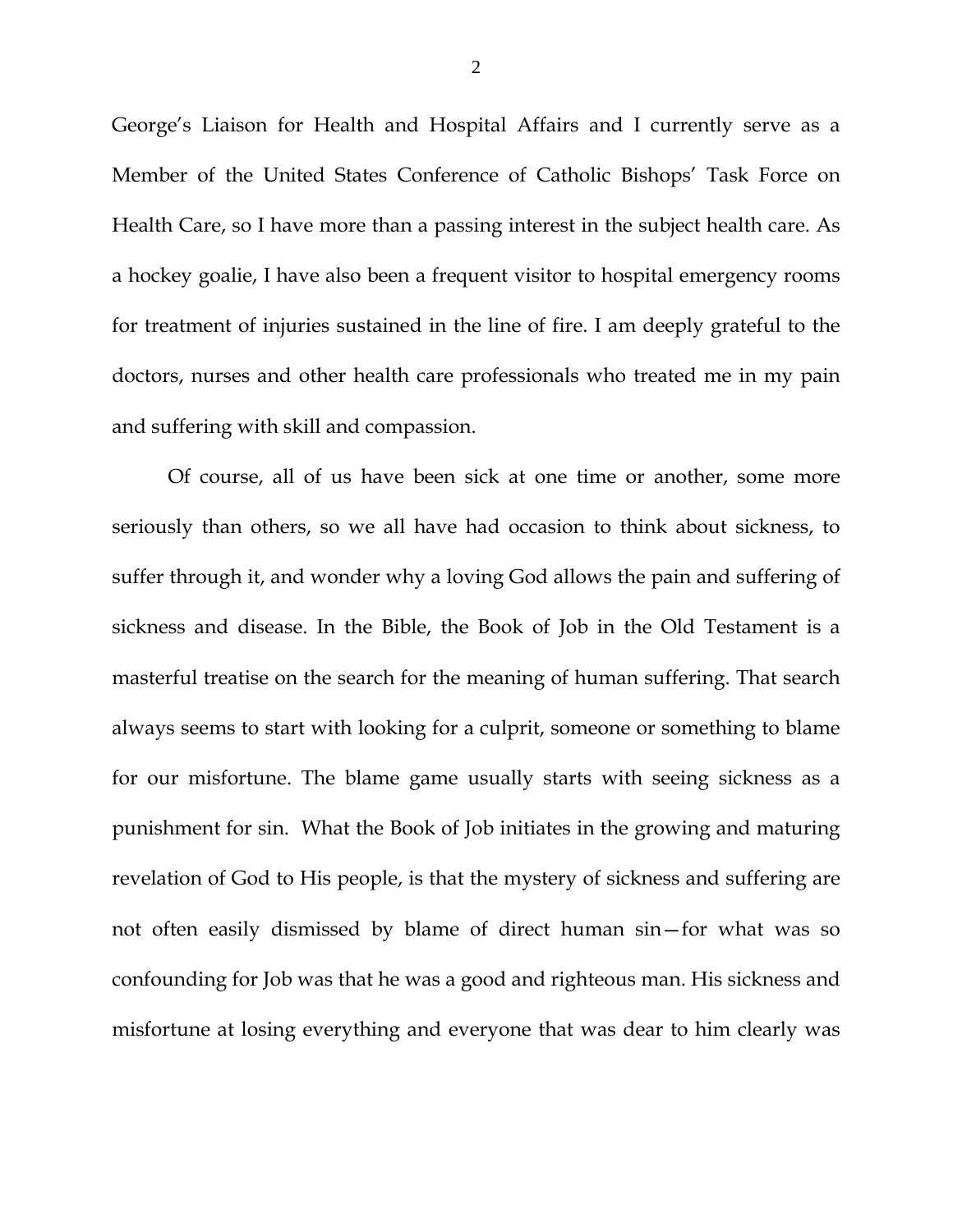George's Liaison for Health and Hospital Affairs and I currently serve as a Member of the United States Conference of Catholic Bishops' Task Force on Health Care, so I have more than a passing interest in the subject health care. As a hockey goalie, I have also been a frequent visitor to hospital emergency rooms for treatment of injuries sustained in the line of fire. I am deeply grateful to the doctors, nurses and other health care professionals who treated me in my pain and suffering with skill and compassion.

Of course, all of us have been sick at one time or another, some more seriously than others, so we all have had occasion to think about sickness, to suffer through it, and wonder why a loving God allows the pain and suffering of sickness and disease. In the Bible, the Book of Job in the Old Testament is a masterful treatise on the search for the meaning of human suffering. That search always seems to start with looking for a culprit, someone or something to blame for our misfortune. The blame game usually starts with seeing sickness as a punishment for sin. What the Book of Job initiates in the growing and maturing revelation of God to His people, is that the mystery of sickness and suffering are not often easily dismissed by blame of direct human sin—for what was so confounding for Job was that he was a good and righteous man. His sickness and misfortune at losing everything and everyone that was dear to him clearly was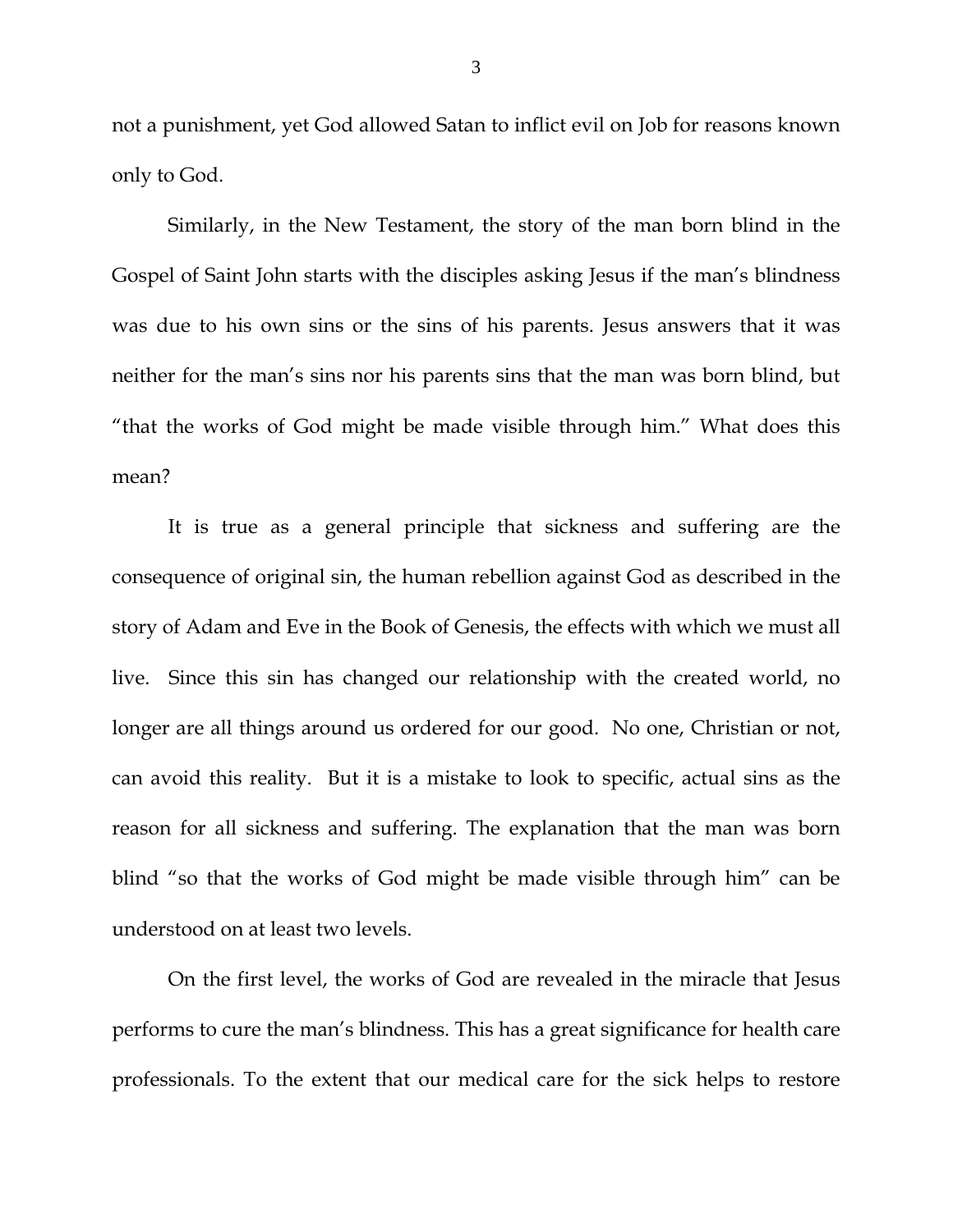not a punishment, yet God allowed Satan to inflict evil on Job for reasons known only to God.

Similarly, in the New Testament, the story of the man born blind in the Gospel of Saint John starts with the disciples asking Jesus if the man's blindness was due to his own sins or the sins of his parents. Jesus answers that it was neither for the man's sins nor his parents sins that the man was born blind, but "that the works of God might be made visible through him." What does this mean?

It is true as a general principle that sickness and suffering are the consequence of original sin, the human rebellion against God as described in the story of Adam and Eve in the Book of Genesis, the effects with which we must all live. Since this sin has changed our relationship with the created world, no longer are all things around us ordered for our good. No one, Christian or not, can avoid this reality. But it is a mistake to look to specific, actual sins as the reason for all sickness and suffering. The explanation that the man was born blind "so that the works of God might be made visible through him" can be understood on at least two levels.

On the first level, the works of God are revealed in the miracle that Jesus performs to cure the man's blindness. This has a great significance for health care professionals. To the extent that our medical care for the sick helps to restore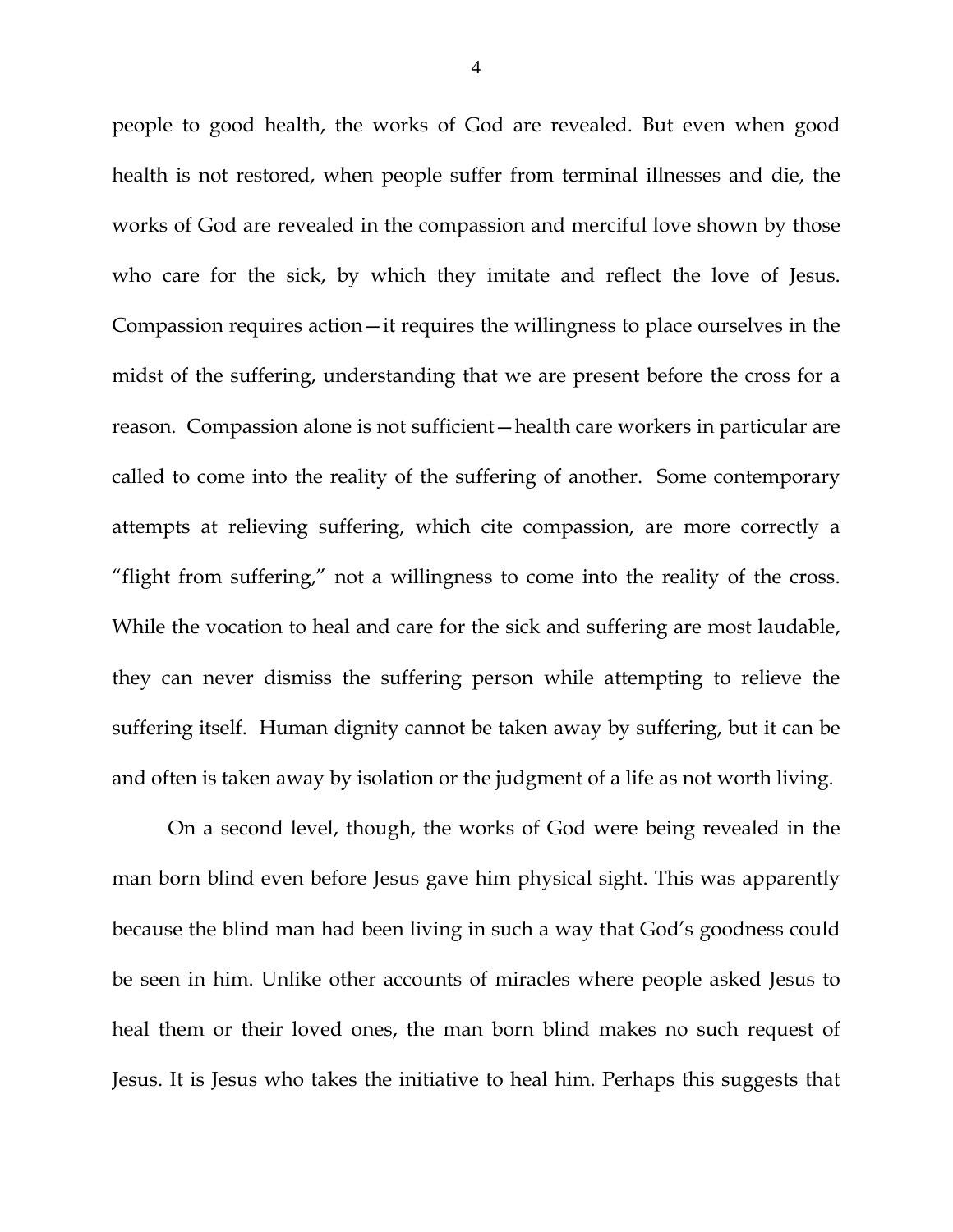people to good health, the works of God are revealed. But even when good health is not restored, when people suffer from terminal illnesses and die, the works of God are revealed in the compassion and merciful love shown by those who care for the sick, by which they imitate and reflect the love of Jesus. Compassion requires action—it requires the willingness to place ourselves in the midst of the suffering, understanding that we are present before the cross for a reason. Compassion alone is not sufficient—health care workers in particular are called to come into the reality of the suffering of another. Some contemporary attempts at relieving suffering, which cite compassion, are more correctly a "flight from suffering," not a willingness to come into the reality of the cross. While the vocation to heal and care for the sick and suffering are most laudable, they can never dismiss the suffering person while attempting to relieve the suffering itself. Human dignity cannot be taken away by suffering, but it can be and often is taken away by isolation or the judgment of a life as not worth living.

On a second level, though, the works of God were being revealed in the man born blind even before Jesus gave him physical sight. This was apparently because the blind man had been living in such a way that God's goodness could be seen in him. Unlike other accounts of miracles where people asked Jesus to heal them or their loved ones, the man born blind makes no such request of Jesus. It is Jesus who takes the initiative to heal him. Perhaps this suggests that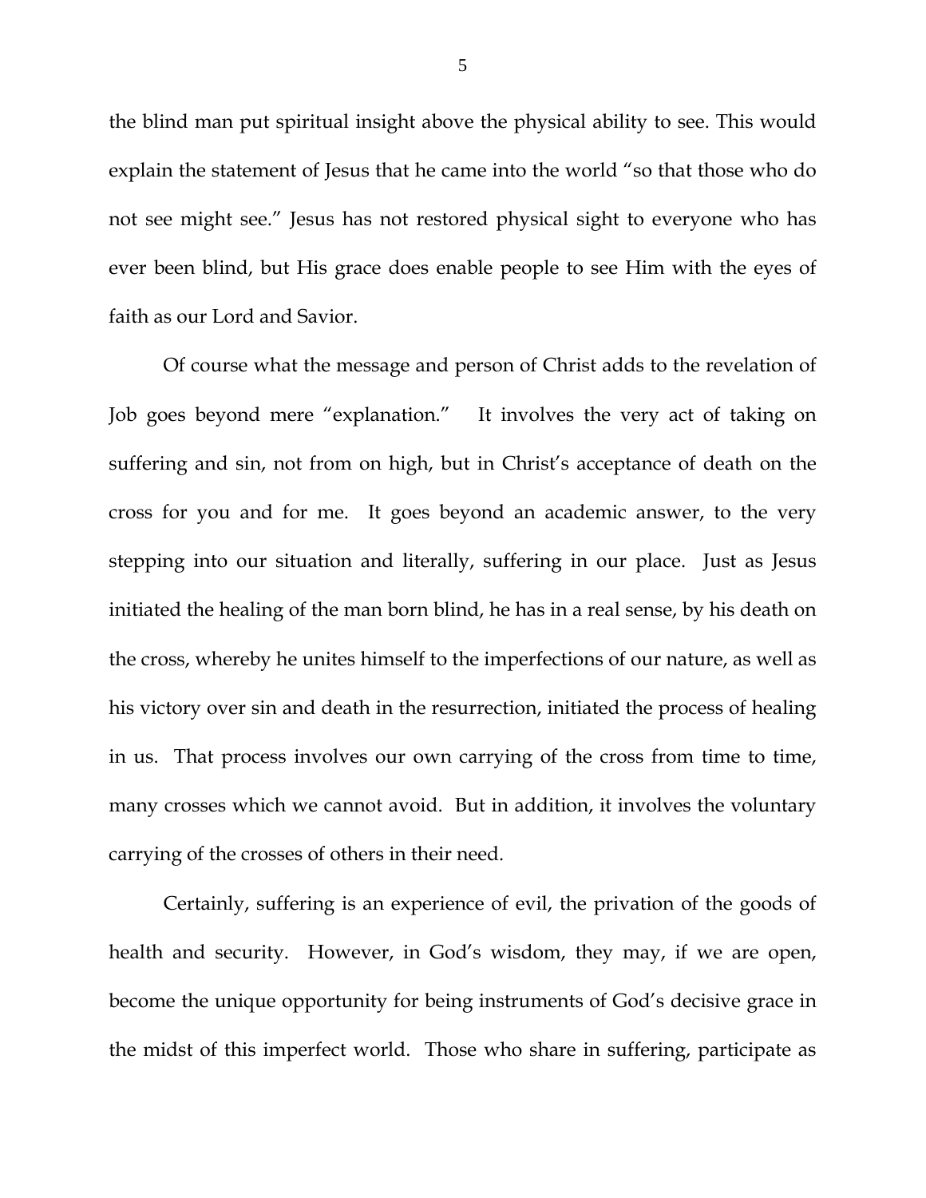the blind man put spiritual insight above the physical ability to see. This would explain the statement of Jesus that he came into the world "so that those who do not see might see." Jesus has not restored physical sight to everyone who has ever been blind, but His grace does enable people to see Him with the eyes of faith as our Lord and Savior.

Of course what the message and person of Christ adds to the revelation of Job goes beyond mere "explanation." It involves the very act of taking on suffering and sin, not from on high, but in Christ's acceptance of death on the cross for you and for me. It goes beyond an academic answer, to the very stepping into our situation and literally, suffering in our place. Just as Jesus initiated the healing of the man born blind, he has in a real sense, by his death on the cross, whereby he unites himself to the imperfections of our nature, as well as his victory over sin and death in the resurrection, initiated the process of healing in us. That process involves our own carrying of the cross from time to time, many crosses which we cannot avoid. But in addition, it involves the voluntary carrying of the crosses of others in their need.

Certainly, suffering is an experience of evil, the privation of the goods of health and security. However, in God's wisdom, they may, if we are open, become the unique opportunity for being instruments of God's decisive grace in the midst of this imperfect world. Those who share in suffering, participate as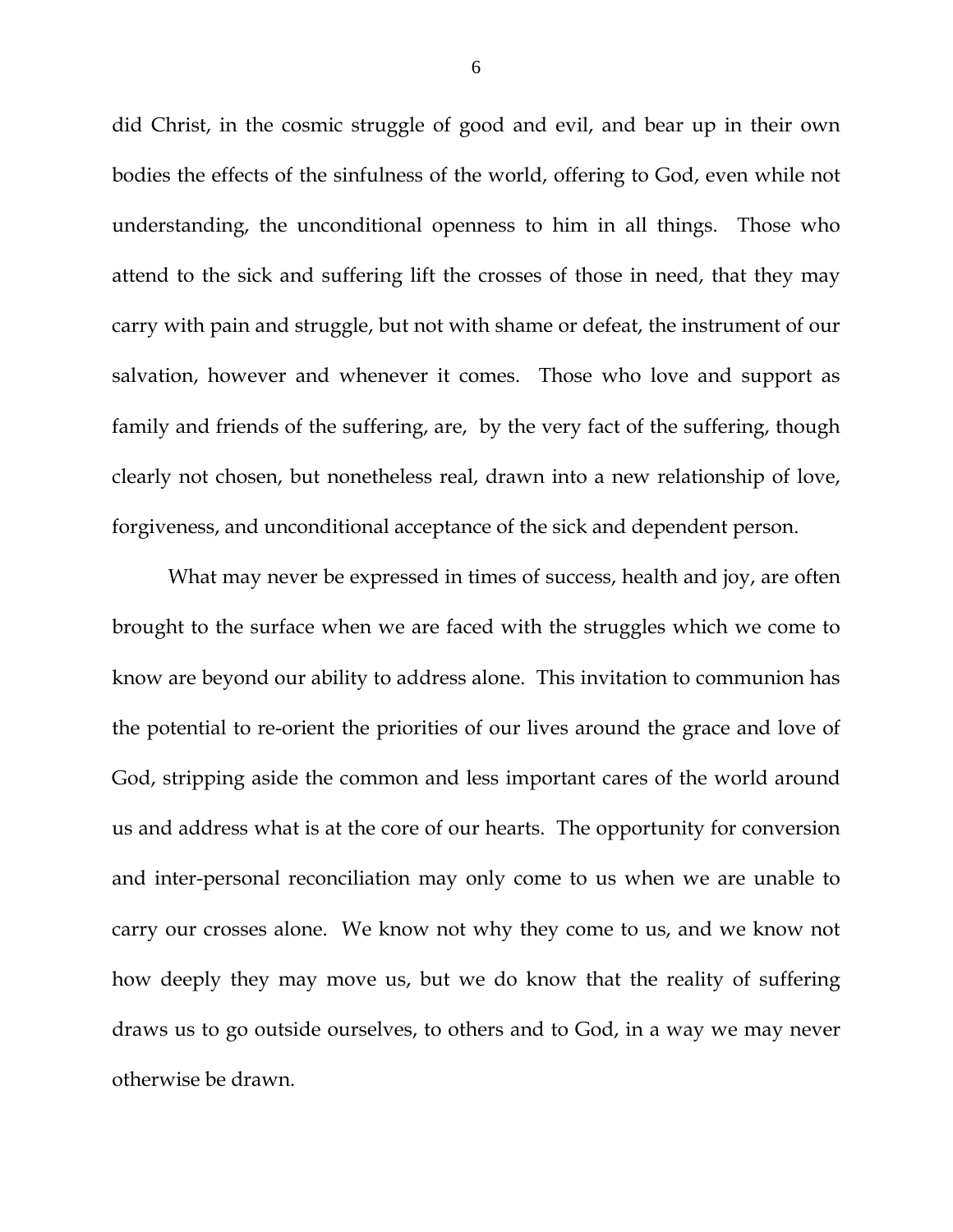did Christ, in the cosmic struggle of good and evil, and bear up in their own bodies the effects of the sinfulness of the world, offering to God, even while not understanding, the unconditional openness to him in all things. Those who attend to the sick and suffering lift the crosses of those in need, that they may carry with pain and struggle, but not with shame or defeat, the instrument of our salvation, however and whenever it comes. Those who love and support as family and friends of the suffering, are, by the very fact of the suffering, though clearly not chosen, but nonetheless real, drawn into a new relationship of love, forgiveness, and unconditional acceptance of the sick and dependent person.

What may never be expressed in times of success, health and joy, are often brought to the surface when we are faced with the struggles which we come to know are beyond our ability to address alone. This invitation to communion has the potential to re-orient the priorities of our lives around the grace and love of God, stripping aside the common and less important cares of the world around us and address what is at the core of our hearts. The opportunity for conversion and inter-personal reconciliation may only come to us when we are unable to carry our crosses alone. We know not why they come to us, and we know not how deeply they may move us, but we do know that the reality of suffering draws us to go outside ourselves, to others and to God, in a way we may never otherwise be drawn.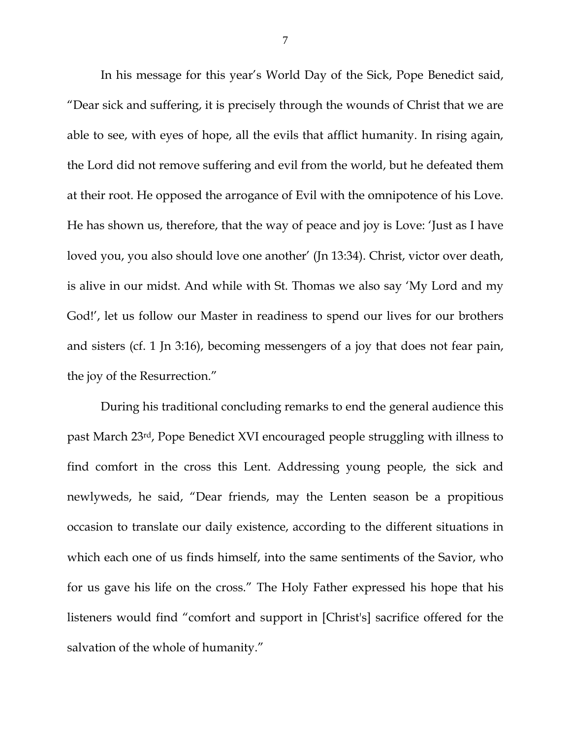In his message for this year's World Day of the Sick, Pope Benedict said, "Dear sick and suffering, it is precisely through the wounds of Christ that we are able to see, with eyes of hope, all the evils that afflict humanity. In rising again, the Lord did not remove suffering and evil from the world, but he defeated them at their root. He opposed the arrogance of Evil with the omnipotence of his Love. He has shown us, therefore, that the way of peace and joy is Love: 'Just as I have loved you, you also should love one another' (Jn 13:34). Christ, victor over death, is alive in our midst. And while with St. Thomas we also say 'My Lord and my God!', let us follow our Master in readiness to spend our lives for our brothers and sisters (cf. 1 Jn 3:16), becoming messengers of a joy that does not fear pain, the joy of the Resurrection."

During his traditional concluding remarks to end the general audience this past March 23rd, Pope Benedict XVI encouraged people struggling with illness to find comfort in the cross this Lent. Addressing young people, the sick and newlyweds, he said, "Dear friends, may the Lenten season be a propitious occasion to translate our daily existence, according to the different situations in which each one of us finds himself, into the same sentiments of the Savior, who for us gave his life on the cross." The Holy Father expressed his hope that his listeners would find "comfort and support in [Christ's] sacrifice offered for the salvation of the whole of humanity."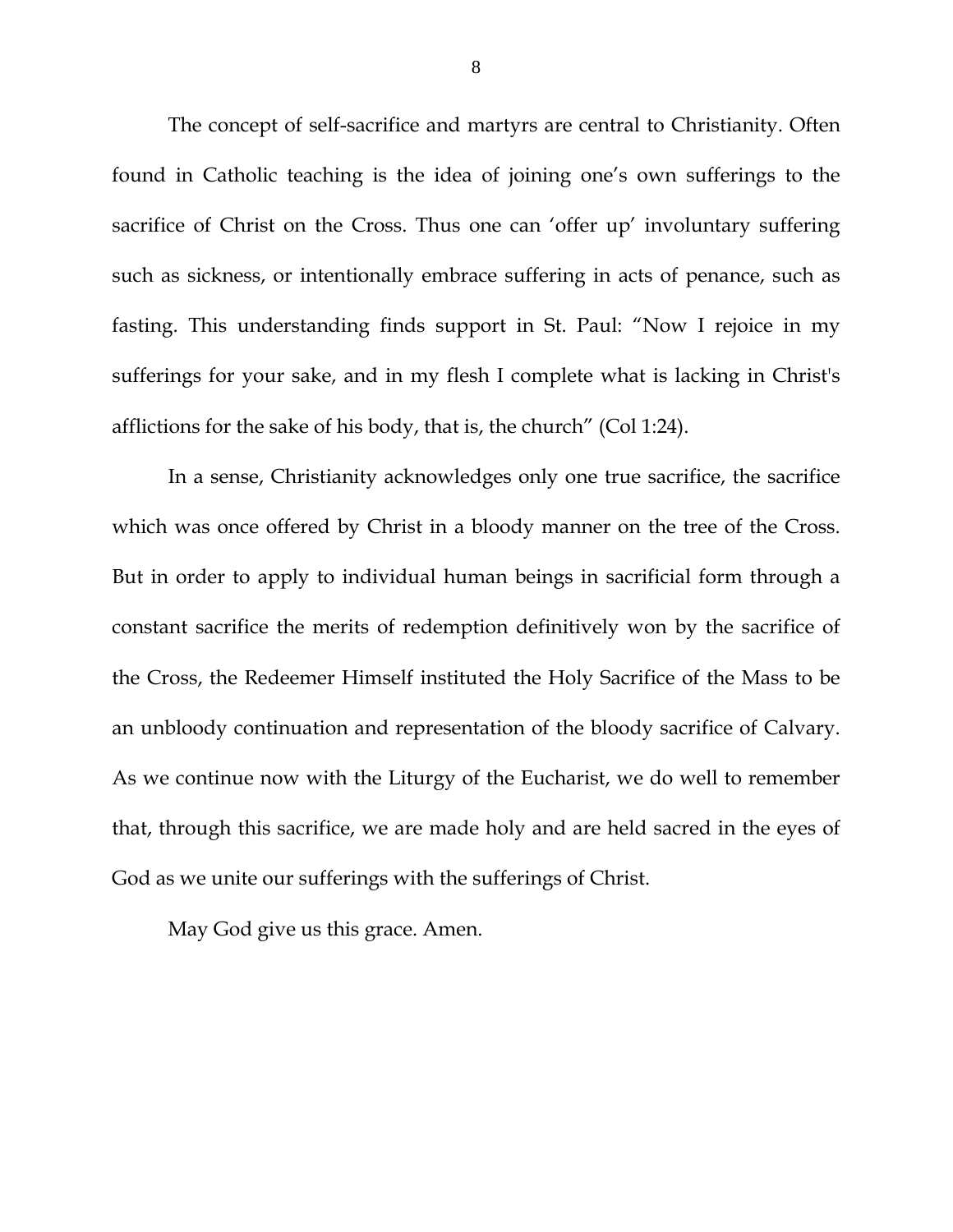The concept of self-sacrifice and martyrs are central to Christianity. Often found in Catholic teaching is the idea of joining one's own sufferings to the sacrifice of Christ on the Cross. Thus one can 'offer up' involuntary suffering such as sickness, or intentionally embrace suffering in acts of penance, such as fasting. This understanding finds support in St. Paul: "Now I rejoice in my sufferings for your sake, and in my flesh I complete what is lacking in Christ's afflictions for the sake of his body, that is, the church" (Col 1:24).

In a sense, Christianity acknowledges only one true sacrifice, the sacrifice which was once offered by Christ in a bloody manner on the tree of the Cross. But in order to apply to individual human beings in sacrificial form through a constant sacrifice the merits of redemption definitively won by the sacrifice of the Cross, the Redeemer Himself instituted the Holy Sacrifice of the Mass to be an unbloody continuation and representation of the bloody sacrifice of Calvary. As we continue now with the Liturgy of the Eucharist, we do well to remember that, through this sacrifice, we are made holy and are held sacred in the eyes of God as we unite our sufferings with the sufferings of Christ.

May God give us this grace. Amen.